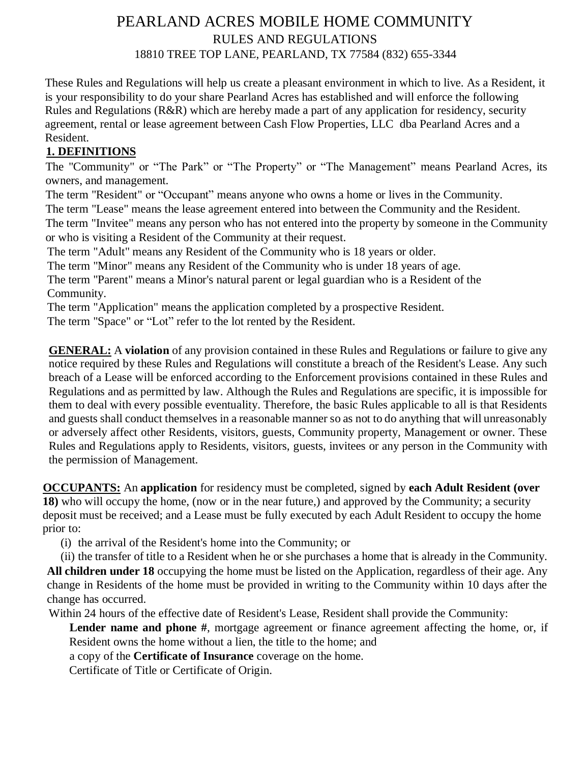# PEARLAND ACRES MOBILE HOME COMMUNITY

## RULES AND REGULATIONS

18810 TREE TOP LANE, PEARLAND, TX 77584 (832) 655-3344

These Rules and Regulations will help us create a pleasant environment in which to live. As a Resident, it is your responsibility to do your share Pearland Acres has established and will enforce the following Rules and Regulations (R&R) which are hereby made a part of any application for residency, security agreement, rental or lease agreement between Cash Flow Properties, LLC dba Pearland Acres and a Resident.

**1. DEFINITIONS**

The "Community" or "The Park" or "The Property" or "The Management" means Pearland Acres, its owners, and management.

The term "Resident" or "Occupant" means anyone who owns a home or lives in the Community.

The term "Lease" means the lease agreement entered into between the Community and the Resident.

The term "Invitee" means any person who has not entered into the property by someone in the Community or who is visiting a Resident of the Community at their request.

The term "Adult" means any Resident of the Community who is 18 years or older.

The term "Minor" means any Resident of the Community who is under 18 years of age.

The term "Parent" means a Minor's natural parent or legal guardian who is a Resident of the Community.

The term "Application" means the application completed by a prospective Resident.

The term "Space" or "Lot" refer to the lot rented by the Resident.

**GENERAL:** A **violation** of any provision contained in these Rules and Regulations or failure to give any notice required by these Rules and Regulations will constitute a breach of the Resident's Lease. Any such breach of a Lease will be enforced according to the Enforcement provisions contained in these Rules and Regulations and as permitted by law. Although the Rules and Regulations are specific, it is impossible for them to deal with every possible eventuality. Therefore, the basic Rules applicable to all is that Residents and guests shall conduct themselves in a reasonable manner so as not to do anything that will unreasonably or adversely affect other Residents, visitors, guests, Community property, Management or owner. These Rules and Regulations apply to Residents, visitors, guests, invitees or any person in the Community with the permission of Management.

**OCCUPANTS:** An **application** for residency must be completed, signed by **each Adult Resident (over 18)** who will occupy the home, (now or in the near future,) and approved by the Community; a security deposit must be received; and a Lease must be fully executed by each Adult Resident to occupy the home prior to:

(i) the arrival of the Resident's home into the Community; or

(ii) the transfer of title to a Resident when he or she purchases a home that is already in the Community.

**All children under 18** occupying the home must be listed on the Application, regardless of their age. Any change in Residents of the home must be provided in writing to the Community within 10 days after the change has occurred.

Within 24 hours of the effective date of Resident's Lease, Resident shall provide the Community:

**Lender name and phone #**, mortgage agreement or finance agreement affecting the home, or, if Resident owns the home without a lien, the title to the home; and

a copy of the **Certificate of Insurance** coverage on the home.

Certificate of Title or Certificate of Origin.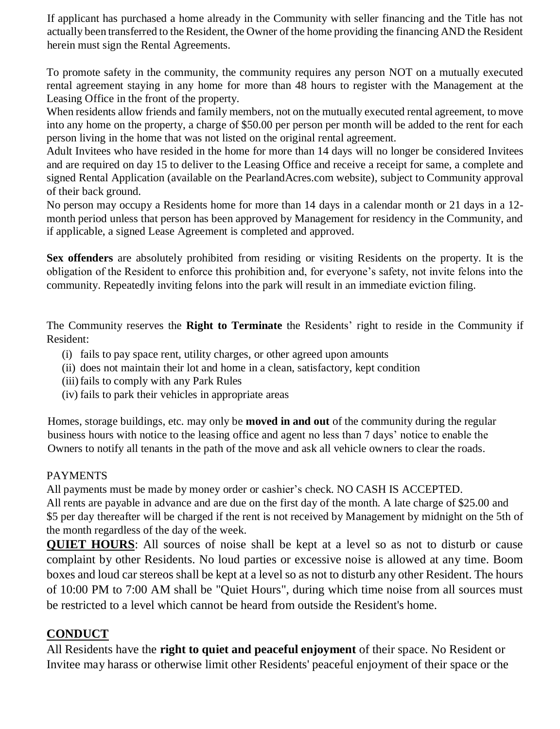If applicant has purchased a home already in the Community with seller financing and the Title has not actually been transferred to the Resident, the Owner of the home providing the financing AND the Resident herein must sign the Rental Agreements.

To promote safety in the community, the community requires any person NOT on a mutually executed rental agreement staying in any home for more than 48 hours to register with the Management at the Leasing Office in the front of the property.
When residents allow friends and family members, not on the mutually executed rental agreement, to move into any home on the property, a charge of $50.00 per person per month will be added to the rent for each person living in the home that was not listed on the original rental agreement.
Adult Invitees who have resided in the home for more than 14 days will no longer be considered Invitees and are required on day 15 to deliver to the Leasing Office and receive a receipt for same, a complete and signed Rental Application (available on the PearlandAcres.com website), subject to Community approval of their back ground.
No person may occupy a Residents home for more than 14 days in a calendar month or 21 days in a 12-month period unless that person has been approved by Management for residency in the Community, and if applicable, a signed Lease Agreement is completed and approved.

**Sex offenders** are absolutely prohibited from residing or visiting Residents on the property. It is the obligation of the Resident to enforce this prohibition and, for everyone's safety, not invite felons into the community. Repeatedly inviting felons into the park will result in an immediate eviction filing.

The Community reserves the **Right to Terminate** the Residents' right to reside in the Community if Resident:

(i) fails to pay space rent, utility charges, or other agreed upon amounts
(ii) does not maintain their lot and home in a clean, satisfactory, kept condition
(iii) fails to comply with any Park Rules
(iv) fails to park their vehicles in appropriate areas

Homes, storage buildings, etc. may only be **moved in and out** of the community during the regular business hours with notice to the leasing office and agent no less than 7 days' notice to enable the Owners to notify all tenants in the path of the move and ask all vehicle owners to clear the roads.

PAYMENTS
All payments must be made by money order or cashier's check. NO CASH IS ACCEPTED.
All rents are payable in advance and are due on the first day of the month. A late charge of $25.00 and $5 per day thereafter will be charged if the rent is not received by Management by midnight on the 5th of the month regardless of the day of the week.

**QUIET HOURS**: All sources of noise shall be kept at a level so as not to disturb or cause complaint by other Residents. No loud parties or excessive noise is allowed at any time. Boom boxes and loud car stereos shall be kept at a level so as not to disturb any other Resident. The hours of 10:00 PM to 7:00 AM shall be "Quiet Hours", during which time noise from all sources must be restricted to a level which cannot be heard from outside the Resident's home.

## CONDUCT

All Residents have the **right to quiet and peaceful enjoyment** of their space. No Resident or Invitee may harass or otherwise limit other Residents' peaceful enjoyment of their space or the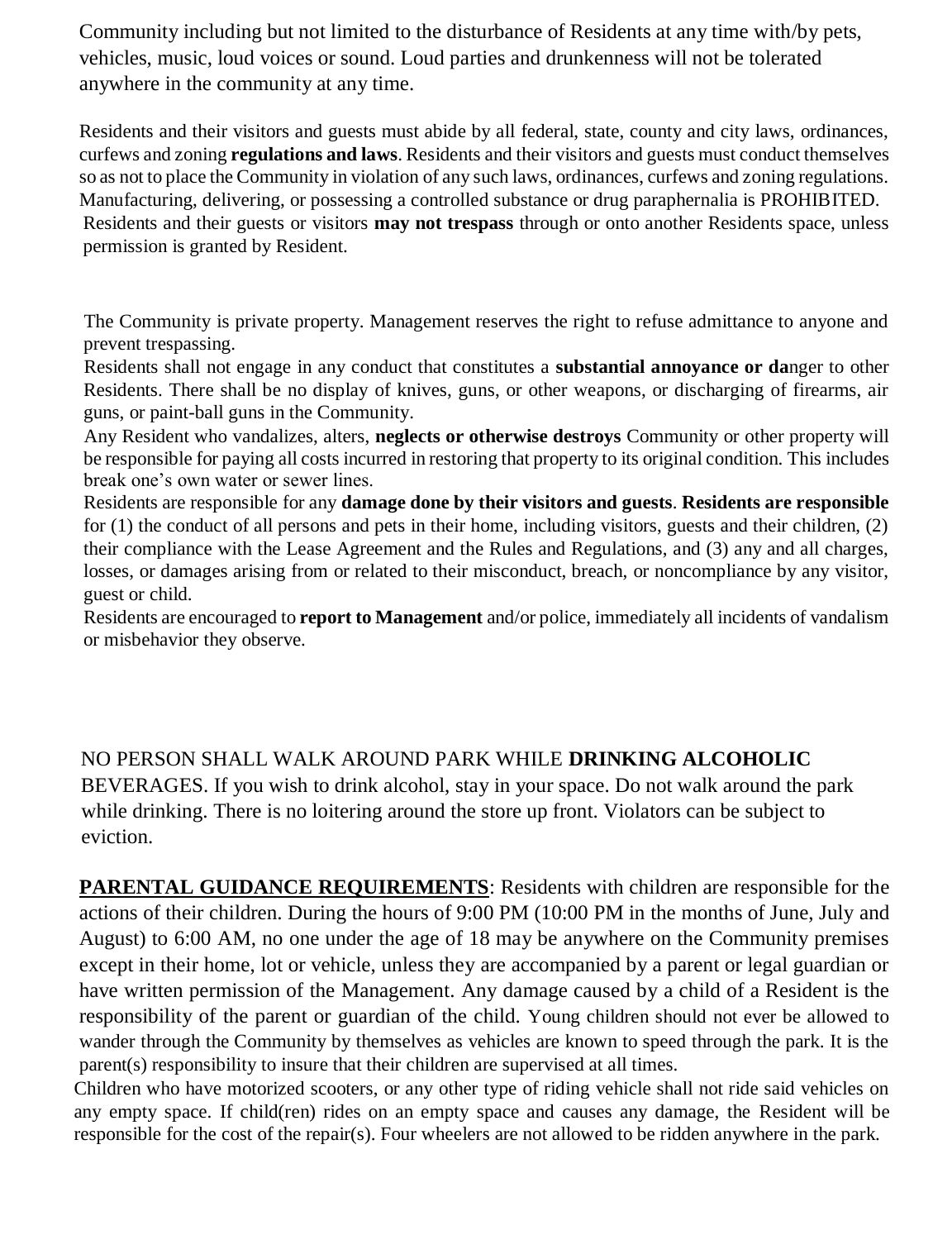Community including but not limited to the disturbance of Residents at any time with/by pets, vehicles, music, loud voices or sound. Loud parties and drunkenness will not be tolerated anywhere in the community at any time.

Residents and their visitors and guests must abide by all federal, state, county and city laws, ordinances, curfews and zoning **regulations and laws**. Residents and their visitors and guests must conduct themselves so as not to place the Community in violation of any such laws, ordinances, curfews and zoning regulations. Manufacturing, delivering, or possessing a controlled substance or drug paraphernalia is PROHIBITED. Residents and their guests or visitors **may not trespass** through or onto another Residents space, unless permission is granted by Resident.

The Community is private property. Management reserves the right to refuse admittance to anyone and prevent trespassing.
Residents shall not engage in any conduct that constitutes a **substantial annoyance or da**nger to other Residents. There shall be no display of knives, guns, or other weapons, or discharging of firearms, air guns, or paint-ball guns in the Community.
Any Resident who vandalizes, alters, **neglects or otherwise destroys** Community or other property will be responsible for paying all costs incurred in restoring that property to its original condition. This includes break one's own water or sewer lines.
Residents are responsible for any **damage done by their visitors and guests**. **Residents are responsible** for (1) the conduct of all persons and pets in their home, including visitors, guests and their children, (2) their compliance with the Lease Agreement and the Rules and Regulations, and (3) any and all charges, losses, or damages arising from or related to their misconduct, breach, or noncompliance by any visitor, guest or child.
Residents are encouraged to **report to Management** and/or police, immediately all incidents of vandalism or misbehavior they observe.

NO PERSON SHALL WALK AROUND PARK WHILE **DRINKING ALCOHOLIC** BEVERAGES. If you wish to drink alcohol, stay in your space. Do not walk around the park while drinking. There is no loitering around the store up front. Violators can be subject to eviction.

**PARENTAL GUIDANCE REQUIREMENTS**: Residents with children are responsible for the actions of their children. During the hours of 9:00 PM (10:00 PM in the months of June, July and August) to 6:00 AM, no one under the age of 18 may be anywhere on the Community premises except in their home, lot or vehicle, unless they are accompanied by a parent or legal guardian or have written permission of the Management. Any damage caused by a child of a Resident is the responsibility of the parent or guardian of the child. Young children should not ever be allowed to wander through the Community by themselves as vehicles are known to speed through the park. It is the parent(s) responsibility to insure that their children are supervised at all times.
Children who have motorized scooters, or any other type of riding vehicle shall not ride said vehicles on any empty space. If child(ren) rides on an empty space and causes any damage, the Resident will be responsible for the cost of the repair(s). Four wheelers are not allowed to be ridden anywhere in the park.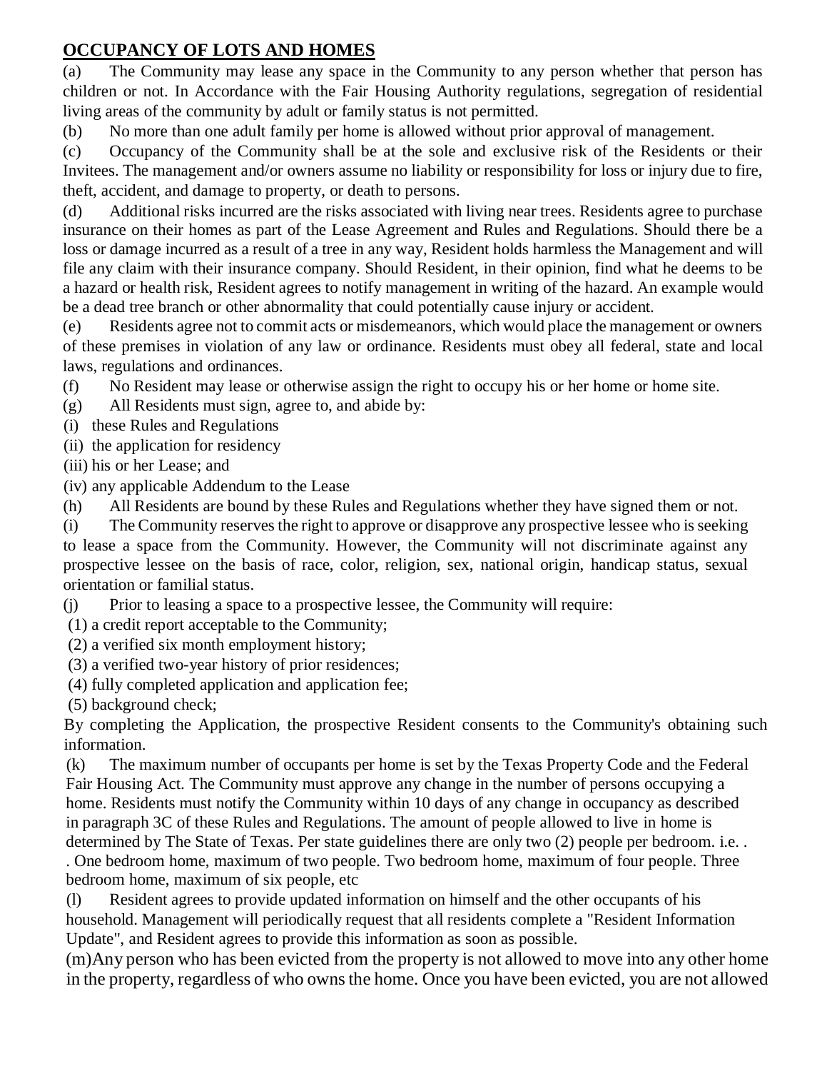## OCCUPANCY OF LOTS AND HOMES

(a) The Community may lease any space in the Community to any person whether that person has children or not. In Accordance with the Fair Housing Authority regulations, segregation of residential living areas of the community by adult or family status is not permitted.

(b) No more than one adult family per home is allowed without prior approval of management.

(c) Occupancy of the Community shall be at the sole and exclusive risk of the Residents or their Invitees. The management and/or owners assume no liability or responsibility for loss or injury due to fire, theft, accident, and damage to property, or death to persons.

(d) Additional risks incurred are the risks associated with living near trees. Residents agree to purchase insurance on their homes as part of the Lease Agreement and Rules and Regulations. Should there be a loss or damage incurred as a result of a tree in any way, Resident holds harmless the Management and will file any claim with their insurance company. Should Resident, in their opinion, find what he deems to be a hazard or health risk, Resident agrees to notify management in writing of the hazard. An example would be a dead tree branch or other abnormality that could potentially cause injury or accident.

(e) Residents agree not to commit acts or misdemeanors, which would place the management or owners of these premises in violation of any law or ordinance. Residents must obey all federal, state and local laws, regulations and ordinances.

(f) No Resident may lease or otherwise assign the right to occupy his or her home or home site.

(g) All Residents must sign, agree to, and abide by:

(i) these Rules and Regulations

(ii) the application for residency

(iii) his or her Lease; and

(iv) any applicable Addendum to the Lease

(h) All Residents are bound by these Rules and Regulations whether they have signed them or not.

(i) The Community reserves the right to approve or disapprove any prospective lessee who is seeking to lease a space from the Community. However, the Community will not discriminate against any prospective lessee on the basis of race, color, religion, sex, national origin, handicap status, sexual orientation or familial status.

(j) Prior to leasing a space to a prospective lessee, the Community will require:

(1) a credit report acceptable to the Community;

(2) a verified six month employment history;

(3) a verified two-year history of prior residences;

(4) fully completed application and application fee;

(5) background check;

By completing the Application, the prospective Resident consents to the Community's obtaining such information.

(k) The maximum number of occupants per home is set by the Texas Property Code and the Federal Fair Housing Act. The Community must approve any change in the number of persons occupying a home. Residents must notify the Community within 10 days of any change in occupancy as described in paragraph 3C of these Rules and Regulations. The amount of people allowed to live in home is determined by The State of Texas. Per state guidelines there are only two (2) people per bedroom. i.e. . . One bedroom home, maximum of two people. Two bedroom home, maximum of four people. Three bedroom home, maximum of six people, etc

(l) Resident agrees to provide updated information on himself and the other occupants of his household. Management will periodically request that all residents complete a "Resident Information Update", and Resident agrees to provide this information as soon as possible.

(m)Any person who has been evicted from the property is not allowed to move into any other home in the property, regardless of who owns the home. Once you have been evicted, you are not allowed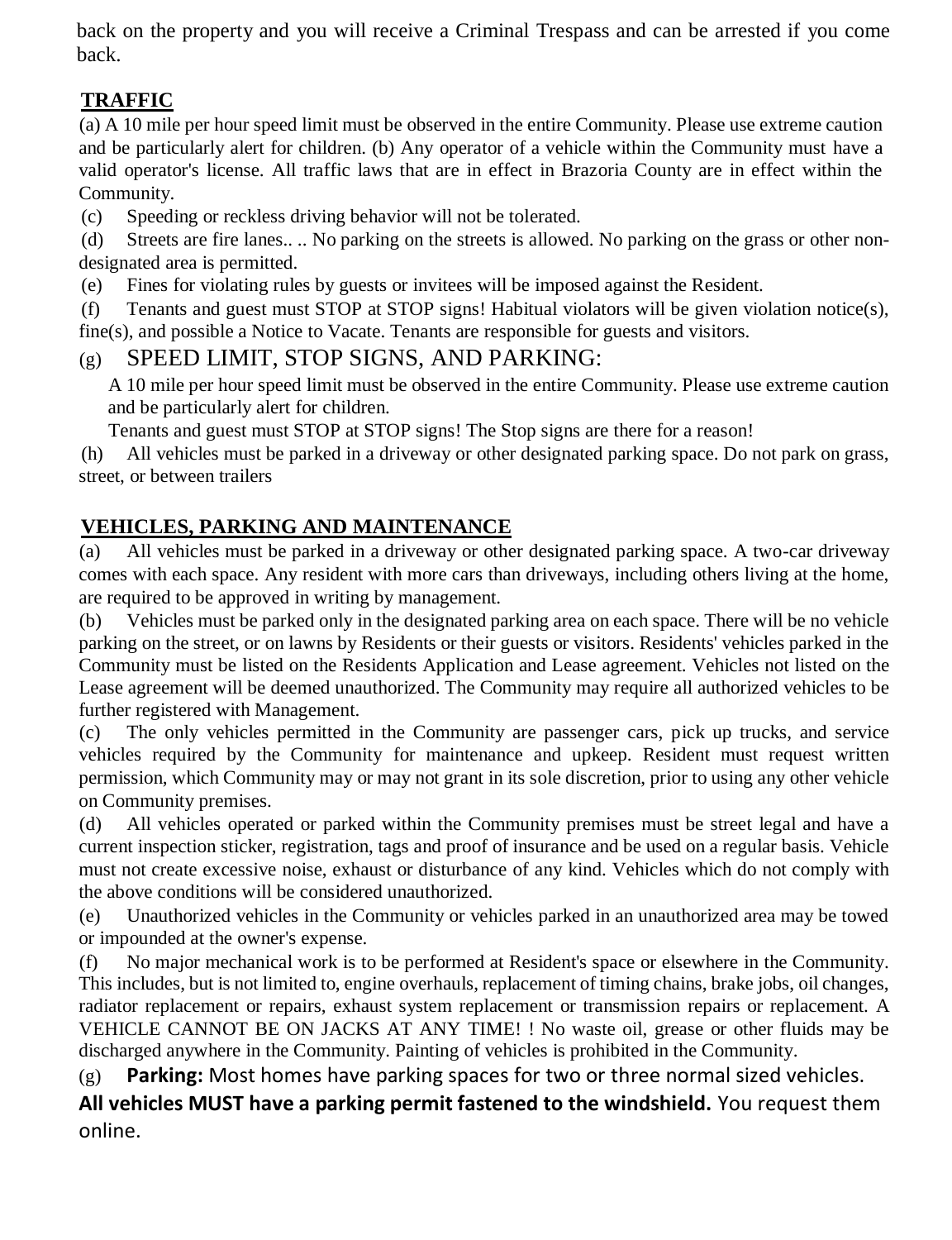back on the property and you will receive a Criminal Trespass and can be arrested if you come back.

## TRAFFIC

(a) A 10 mile per hour speed limit must be observed in the entire Community. Please use extreme caution and be particularly alert for children. (b) Any operator of a vehicle within the Community must have a valid operator's license. All traffic laws that are in effect in Brazoria County are in effect within the Community.

(c) Speeding or reckless driving behavior will not be tolerated.

(d) Streets are fire lanes.. .. No parking on the streets is allowed. No parking on the grass or other non-designated area is permitted.

(e) Fines for violating rules by guests or invitees will be imposed against the Resident.

(f) Tenants and guest must STOP at STOP signs! Habitual violators will be given violation notice(s), fine(s), and possible a Notice to Vacate. Tenants are responsible for guests and visitors.

(g) SPEED LIMIT, STOP SIGNS, AND PARKING:

A 10 mile per hour speed limit must be observed in the entire Community. Please use extreme caution and be particularly alert for children.

Tenants and guest must STOP at STOP signs! The Stop signs are there for a reason!

(h) All vehicles must be parked in a driveway or other designated parking space. Do not park on grass, street, or between trailers

## VEHICLES, PARKING AND MAINTENANCE

(a) All vehicles must be parked in a driveway or other designated parking space. A two-car driveway comes with each space. Any resident with more cars than driveways, including others living at the home, are required to be approved in writing by management.

(b) Vehicles must be parked only in the designated parking area on each space. There will be no vehicle parking on the street, or on lawns by Residents or their guests or visitors. Residents' vehicles parked in the Community must be listed on the Residents Application and Lease agreement. Vehicles not listed on the Lease agreement will be deemed unauthorized. The Community may require all authorized vehicles to be further registered with Management.

(c) The only vehicles permitted in the Community are passenger cars, pick up trucks, and service vehicles required by the Community for maintenance and upkeep. Resident must request written permission, which Community may or may not grant in its sole discretion, prior to using any other vehicle on Community premises.

(d) All vehicles operated or parked within the Community premises must be street legal and have a current inspection sticker, registration, tags and proof of insurance and be used on a regular basis. Vehicle must not create excessive noise, exhaust or disturbance of any kind. Vehicles which do not comply with the above conditions will be considered unauthorized.

(e) Unauthorized vehicles in the Community or vehicles parked in an unauthorized area may be towed or impounded at the owner's expense.

(f) No major mechanical work is to be performed at Resident's space or elsewhere in the Community. This includes, but is not limited to, engine overhauls, replacement of timing chains, brake jobs, oil changes, radiator replacement or repairs, exhaust system replacement or transmission repairs or replacement. A VEHICLE CANNOT BE ON JACKS AT ANY TIME! ! No waste oil, grease or other fluids may be discharged anywhere in the Community. Painting of vehicles is prohibited in the Community.

(g) **Parking:** Most homes have parking spaces for two or three normal sized vehicles. **All vehicles MUST have a parking permit fastened to the windshield.** You request them online.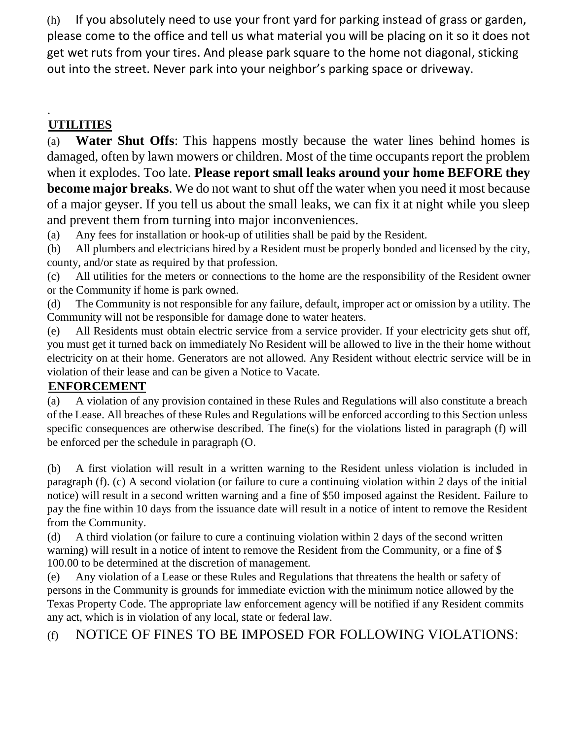(h) If you absolutely need to use your front yard for parking instead of grass or garden, please come to the office and tell us what material you will be placing on it so it does not get wet ruts from your tires. And please park square to the home not diagonal, sticking out into the street. Never park into your neighbor's parking space or driveway.

.

## UTILITIES

(a) **Water Shut Offs**: This happens mostly because the water lines behind homes is damaged, often by lawn mowers or children. Most of the time occupants report the problem when it explodes. Too late. **Please report small leaks around your home BEFORE they become major breaks**. We do not want to shut off the water when you need it most because of a major geyser. If you tell us about the small leaks, we can fix it at night while you sleep and prevent them from turning into major inconveniences.

(a) Any fees for installation or hook-up of utilities shall be paid by the Resident.

(b) All plumbers and electricians hired by a Resident must be properly bonded and licensed by the city, county, and/or state as required by that profession.

(c) All utilities for the meters or connections to the home are the responsibility of the Resident owner or the Community if home is park owned.

(d) The Community is not responsible for any failure, default, improper act or omission by a utility. The Community will not be responsible for damage done to water heaters.

(e) All Residents must obtain electric service from a service provider. If your electricity gets shut off, you must get it turned back on immediately No Resident will be allowed to live in the their home without electricity on at their home. Generators are not allowed. Any Resident without electric service will be in violation of their lease and can be given a Notice to Vacate.

## ENFORCEMENT

(a) A violation of any provision contained in these Rules and Regulations will also constitute a breach of the Lease. All breaches of these Rules and Regulations will be enforced according to this Section unless specific consequences are otherwise described. The fine(s) for the violations listed in paragraph (f) will be enforced per the schedule in paragraph (O.

(b) A first violation will result in a written warning to the Resident unless violation is included in paragraph (f). (c) A second violation (or failure to cure a continuing violation within 2 days of the initial notice) will result in a second written warning and a fine of $50 imposed against the Resident. Failure to pay the fine within 10 days from the issuance date will result in a notice of intent to remove the Resident from the Community.

(d) A third violation (or failure to cure a continuing violation within 2 days of the second written warning) will result in a notice of intent to remove the Resident from the Community, or a fine of $ 100.00 to be determined at the discretion of management.

(e) Any violation of a Lease or these Rules and Regulations that threatens the health or safety of persons in the Community is grounds for immediate eviction with the minimum notice allowed by the Texas Property Code. The appropriate law enforcement agency will be notified if any Resident commits any act, which is in violation of any local, state or federal law.

(f) NOTICE OF FINES TO BE IMPOSED FOR FOLLOWING VIOLATIONS: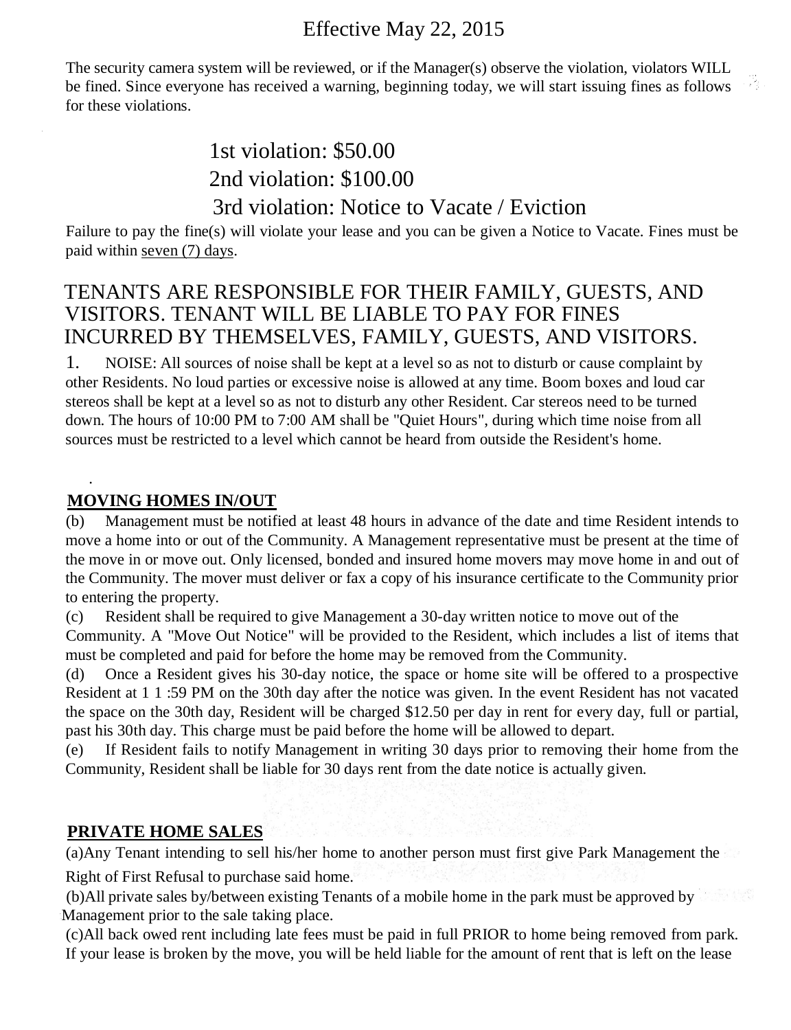Effective May 22, 2015

The security camera system will be reviewed, or if the Manager(s) observe the violation, violators WILL be fined. Since everyone has received a warning, beginning today, we will start issuing fines as follows for these violations.

1st violation: $50.00
2nd violation: $100.00
3rd violation: Notice to Vacate / Eviction

Failure to pay the fine(s) will violate your lease and you can be given a Notice to Vacate. Fines must be paid within seven (7) days.

TENANTS ARE RESPONSIBLE FOR THEIR FAMILY, GUESTS, AND VISITORS. TENANT WILL BE LIABLE TO PAY FOR FINES INCURRED BY THEMSELVES, FAMILY, GUESTS, AND VISITORS.

1. NOISE: All sources of noise shall be kept at a level so as not to disturb or cause complaint by other Residents. No loud parties or excessive noise is allowed at any time. Boom boxes and loud car stereos shall be kept at a level so as not to disturb any other Resident. Car stereos need to be turned down. The hours of 10:00 PM to 7:00 AM shall be "Quiet Hours", during which time noise from all sources must be restricted to a level which cannot be heard from outside the Resident's home.

**MOVING HOMES IN/OUT**

(b) Management must be notified at least 48 hours in advance of the date and time Resident intends to move a home into or out of the Community. A Management representative must be present at the time of the move in or move out. Only licensed, bonded and insured home movers may move home in and out of the Community. The mover must deliver or fax a copy of his insurance certificate to the Community prior to entering the property.

(c) Resident shall be required to give Management a 30-day written notice to move out of the Community. A "Move Out Notice" will be provided to the Resident, which includes a list of items that must be completed and paid for before the home may be removed from the Community.

(d) Once a Resident gives his 30-day notice, the space or home site will be offered to a prospective Resident at 1 1 :59 PM on the 30th day after the notice was given. In the event Resident has not vacated the space on the 30th day, Resident will be charged $12.50 per day in rent for every day, full or partial, past his 30th day. This charge must be paid before the home will be allowed to depart.

(e) If Resident fails to notify Management in writing 30 days prior to removing their home from the Community, Resident shall be liable for 30 days rent from the date notice is actually given.

**PRIVATE HOME SALES**

(a)Any Tenant intending to sell his/her home to another person must first give Park Management the Right of First Refusal to purchase said home.

(b)All private sales by/between existing Tenants of a mobile home in the park must be approved by Management prior to the sale taking place.

(c)All back owed rent including late fees must be paid in full PRIOR to home being removed from park. If your lease is broken by the move, you will be held liable for the amount of rent that is left on the lease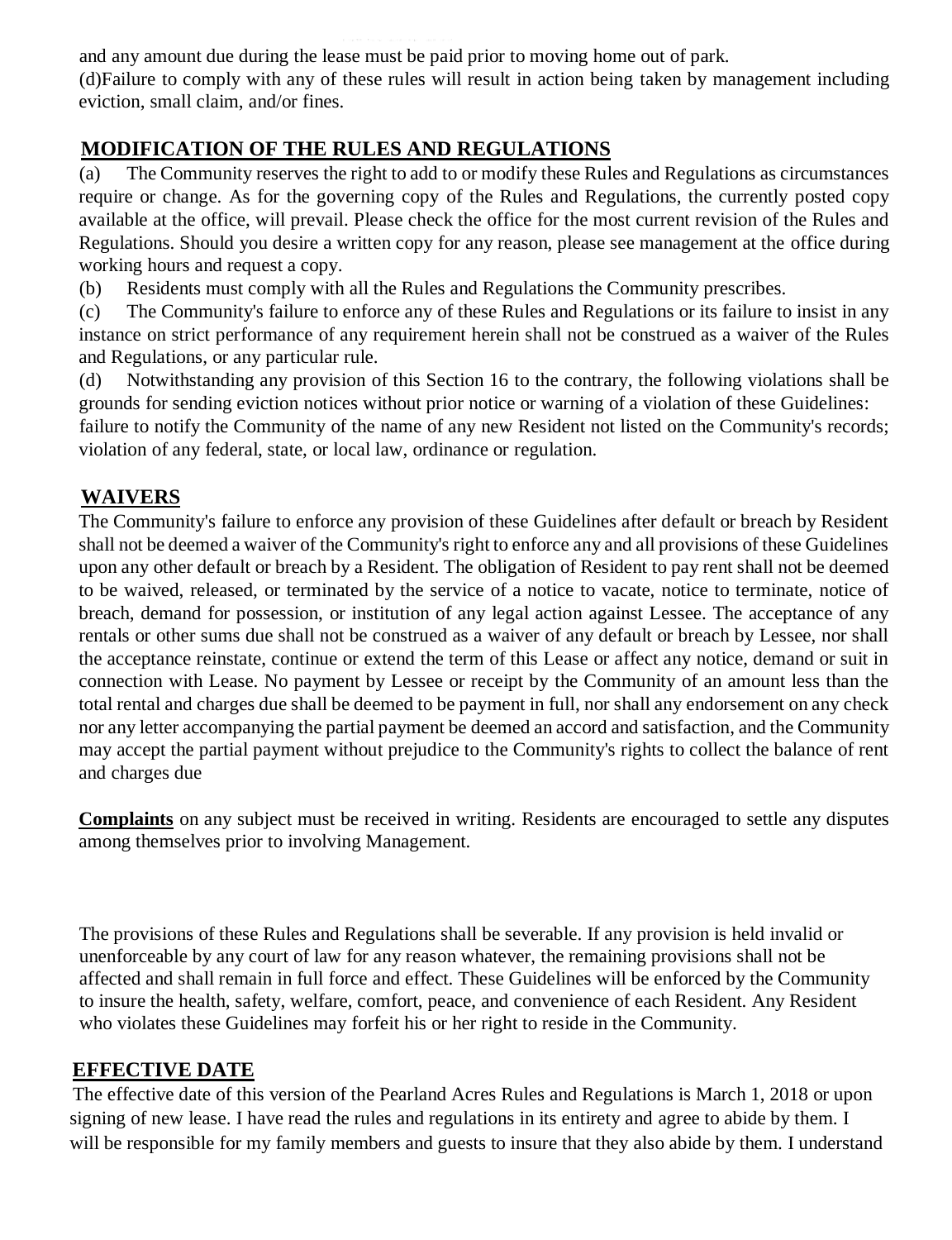and any amount due during the lease must be paid prior to moving home out of park.
(d)Failure to comply with any of these rules will result in action being taken by management including eviction, small claim, and/or fines.

## MODIFICATION OF THE RULES AND REGULATIONS

(a) The Community reserves the right to add to or modify these Rules and Regulations as circumstances require or change. As for the governing copy of the Rules and Regulations, the currently posted copy available at the office, will prevail. Please check the office for the most current revision of the Rules and Regulations. Should you desire a written copy for any reason, please see management at the office during working hours and request a copy.

(b) Residents must comply with all the Rules and Regulations the Community prescribes.

(c) The Community's failure to enforce any of these Rules and Regulations or its failure to insist in any instance on strict performance of any requirement herein shall not be construed as a waiver of the Rules and Regulations, or any particular rule.

(d) Notwithstanding any provision of this Section 16 to the contrary, the following violations shall be grounds for sending eviction notices without prior notice or warning of a violation of these Guidelines: failure to notify the Community of the name of any new Resident not listed on the Community's records; violation of any federal, state, or local law, ordinance or regulation.

## WAIVERS

The Community's failure to enforce any provision of these Guidelines after default or breach by Resident shall not be deemed a waiver of the Community's right to enforce any and all provisions of these Guidelines upon any other default or breach by a Resident. The obligation of Resident to pay rent shall not be deemed to be waived, released, or terminated by the service of a notice to vacate, notice to terminate, notice of breach, demand for possession, or institution of any legal action against Lessee. The acceptance of any rentals or other sums due shall not be construed as a waiver of any default or breach by Lessee, nor shall the acceptance reinstate, continue or extend the term of this Lease or affect any notice, demand or suit in connection with Lease. No payment by Lessee or receipt by the Community of an amount less than the total rental and charges due shall be deemed to be payment in full, nor shall any endorsement on any check nor any letter accompanying the partial payment be deemed an accord and satisfaction, and the Community may accept the partial payment without prejudice to the Community's rights to collect the balance of rent and charges due

**Complaints** on any subject must be received in writing. Residents are encouraged to settle any disputes among themselves prior to involving Management.

The provisions of these Rules and Regulations shall be severable. If any provision is held invalid or unenforceable by any court of law for any reason whatever, the remaining provisions shall not be affected and shall remain in full force and effect. These Guidelines will be enforced by the Community to insure the health, safety, welfare, comfort, peace, and convenience of each Resident. Any Resident who violates these Guidelines may forfeit his or her right to reside in the Community.

## EFFECTIVE DATE

The effective date of this version of the Pearland Acres Rules and Regulations is March 1, 2018 or upon signing of new lease. I have read the rules and regulations in its entirety and agree to abide by them. I will be responsible for my family members and guests to insure that they also abide by them. I understand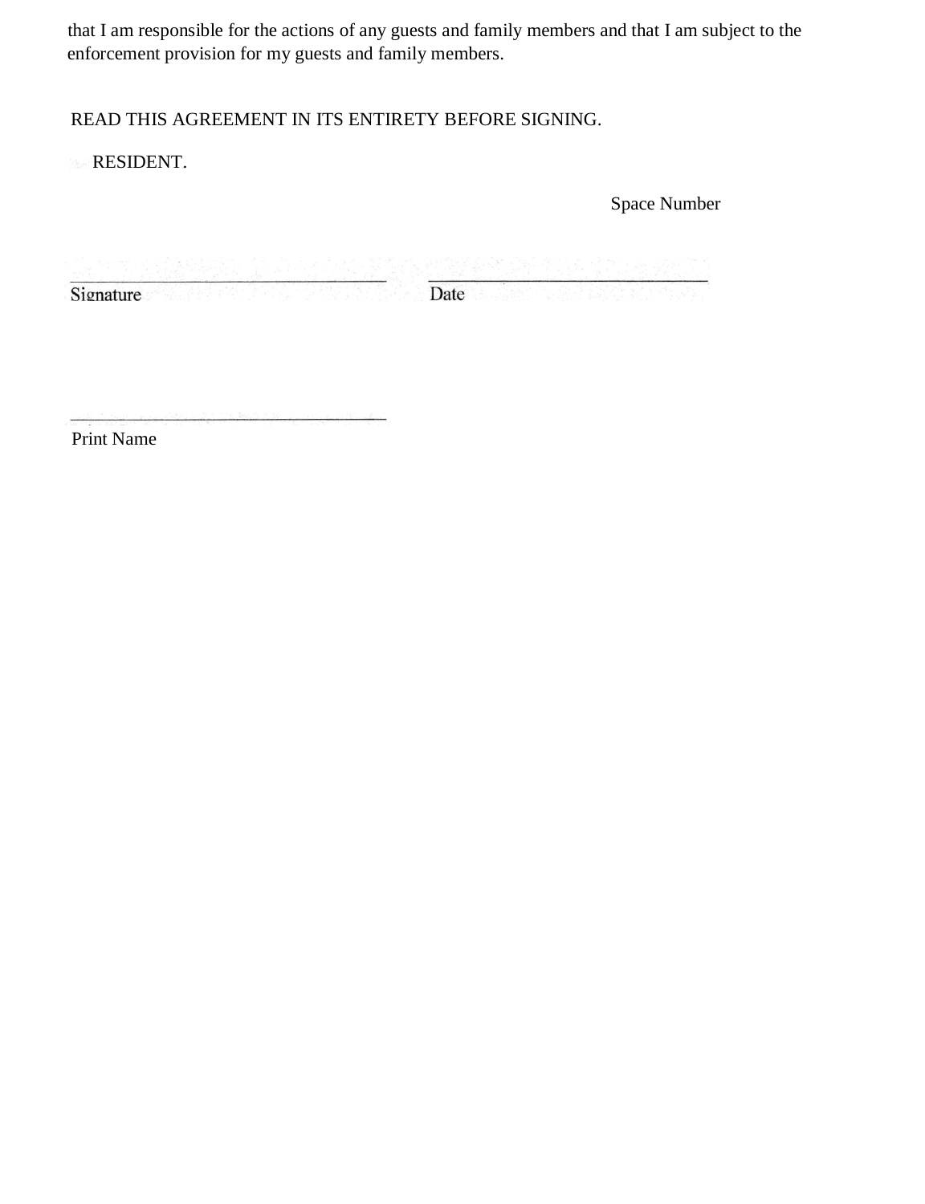that I am responsible for the actions of any guests and family members and that I am subject to the enforcement provision for my guests and family members.

READ THIS AGREEMENT IN ITS ENTIRETY BEFORE SIGNING.

RESIDENT.

Space Number

\_\_\_\_\_\_\_\_\_\_\_\_\_\_\_\_\_\_\_\_\_\_\_\_\_\_\_\_\_\_\_\_ \_\_\_\_\_\_\_\_\_\_\_\_\_\_\_\_\_\_\_\_\_\_\_\_\_\_\_\_\_\_\_\_

Signature Date

\_\_\_\_\_\_\_\_\_\_\_\_\_\_\_\_\_\_\_\_\_\_\_\_\_\_\_\_\_\_\_\_

Print Name